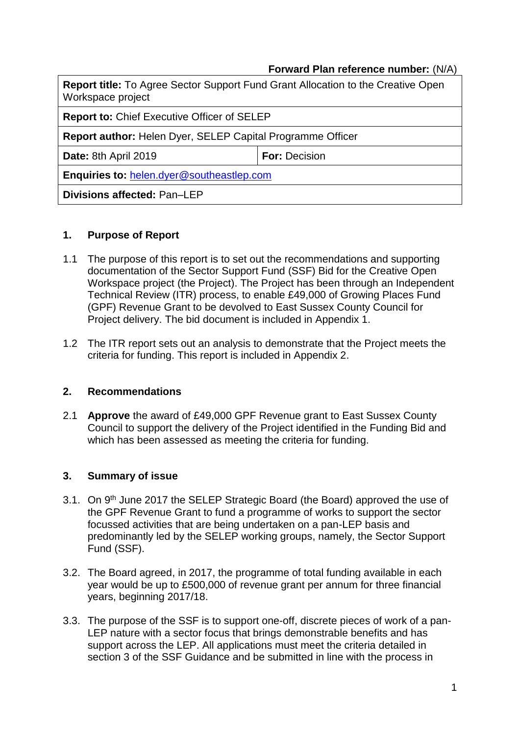**Forward Plan reference number:** (N/A)

| **Report title:** To Agree Sector Support Fund Grant Allocation to the Creative Open Workspace project | |
|---|---|
| **Report to:** Chief Executive Officer of SELEP | |
| **Report author:** Helen Dyer, SELEP Capital Programme Officer | |
| **Date:** 8th April 2019 | **For:** Decision |
| **Enquiries to:** helen.dyer@southeastlep.com | |
| **Divisions affected:** Pan–LEP | |

## 1. Purpose of Report

1.1 The purpose of this report is to set out the recommendations and supporting documentation of the Sector Support Fund (SSF) Bid for the Creative Open Workspace project (the Project). The Project has been through an Independent Technical Review (ITR) process, to enable £49,000 of Growing Places Fund (GPF) Revenue Grant to be devolved to East Sussex County Council for Project delivery. The bid document is included in Appendix 1.

1.2 The ITR report sets out an analysis to demonstrate that the Project meets the criteria for funding. This report is included in Appendix 2.

## 2. Recommendations

2.1 **Approve** the award of £49,000 GPF Revenue grant to East Sussex County Council to support the delivery of the Project identified in the Funding Bid and which has been assessed as meeting the criteria for funding.

## 3. Summary of issue

3.1. On 9th June 2017 the SELEP Strategic Board (the Board) approved the use of the GPF Revenue Grant to fund a programme of works to support the sector focussed activities that are being undertaken on a pan-LEP basis and predominantly led by the SELEP working groups, namely, the Sector Support Fund (SSF).

3.2. The Board agreed, in 2017, the programme of total funding available in each year would be up to £500,000 of revenue grant per annum for three financial years, beginning 2017/18.

3.3. The purpose of the SSF is to support one-off, discrete pieces of work of a pan-LEP nature with a sector focus that brings demonstrable benefits and has support across the LEP. All applications must meet the criteria detailed in section 3 of the SSF Guidance and be submitted in line with the process in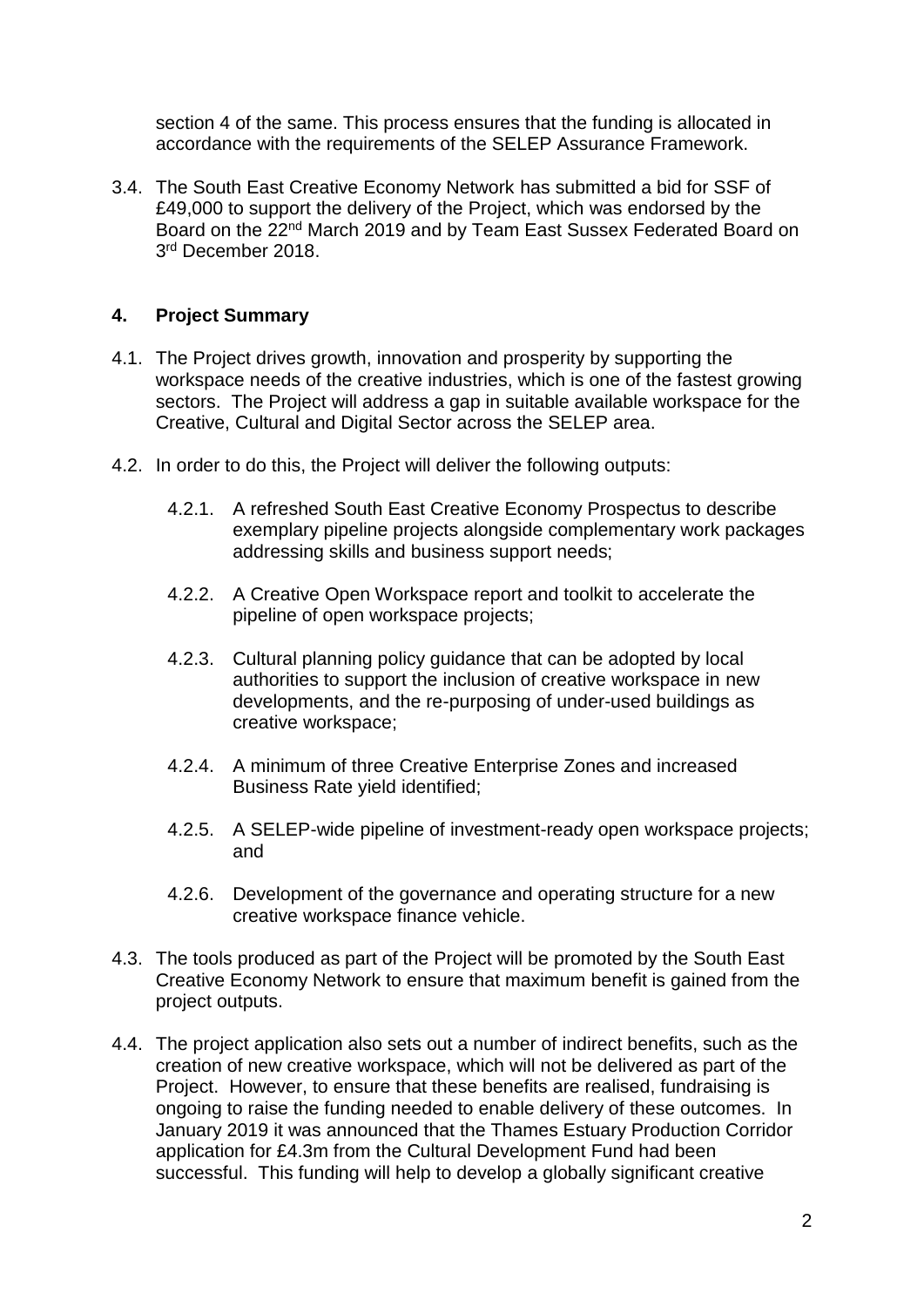section 4 of the same. This process ensures that the funding is allocated in accordance with the requirements of the SELEP Assurance Framework.

3.4. The South East Creative Economy Network has submitted a bid for SSF of £49,000 to support the delivery of the Project, which was endorsed by the Board on the 22nd March 2019 and by Team East Sussex Federated Board on 3rd December 2018.

## 4. Project Summary

4.1. The Project drives growth, innovation and prosperity by supporting the workspace needs of the creative industries, which is one of the fastest growing sectors. The Project will address a gap in suitable available workspace for the Creative, Cultural and Digital Sector across the SELEP area.

4.2. In order to do this, the Project will deliver the following outputs:

- 4.2.1. A refreshed South East Creative Economy Prospectus to describe exemplary pipeline projects alongside complementary work packages addressing skills and business support needs;
- 4.2.2. A Creative Open Workspace report and toolkit to accelerate the pipeline of open workspace projects;
- 4.2.3. Cultural planning policy guidance that can be adopted by local authorities to support the inclusion of creative workspace in new developments, and the re-purposing of under-used buildings as creative workspace;
- 4.2.4. A minimum of three Creative Enterprise Zones and increased Business Rate yield identified;
- 4.2.5. A SELEP-wide pipeline of investment-ready open workspace projects; and
- 4.2.6. Development of the governance and operating structure for a new creative workspace finance vehicle.

4.3. The tools produced as part of the Project will be promoted by the South East Creative Economy Network to ensure that maximum benefit is gained from the project outputs.

4.4. The project application also sets out a number of indirect benefits, such as the creation of new creative workspace, which will not be delivered as part of the Project. However, to ensure that these benefits are realised, fundraising is ongoing to raise the funding needed to enable delivery of these outcomes. In January 2019 it was announced that the Thames Estuary Production Corridor application for £4.3m from the Cultural Development Fund had been successful. This funding will help to develop a globally significant creative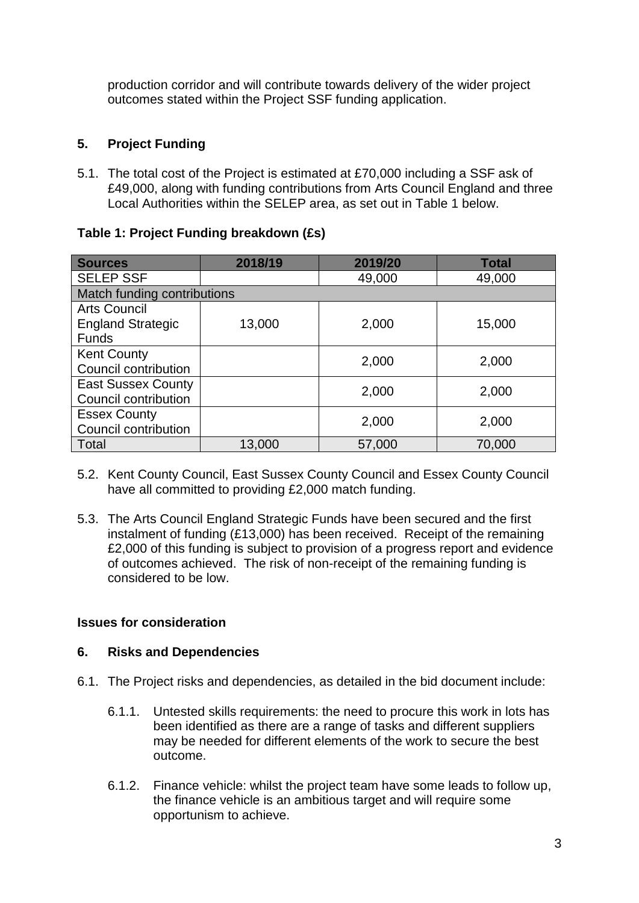production corridor and will contribute towards delivery of the wider project outcomes stated within the Project SSF funding application.

## 5. Project Funding

5.1. The total cost of the Project is estimated at £70,000 including a SSF ask of £49,000, along with funding contributions from Arts Council England and three Local Authorities within the SELEP area, as set out in Table 1 below.

**Table 1: Project Funding breakdown (£s)**

| Sources | 2018/19 | 2019/20 | Total |
|---|---|---|---|
| SELEP SSF | | 49,000 | 49,000 |
| Match funding contributions | | | |
| Arts Council England Strategic Funds | 13,000 | 2,000 | 15,000 |
| Kent County Council contribution | | 2,000 | 2,000 |
| East Sussex County Council contribution | | 2,000 | 2,000 |
| Essex County Council contribution | | 2,000 | 2,000 |
| Total | 13,000 | 57,000 | 70,000 |

5.2. Kent County Council, East Sussex County Council and Essex County Council have all committed to providing £2,000 match funding.

5.3. The Arts Council England Strategic Funds have been secured and the first instalment of funding (£13,000) has been received. Receipt of the remaining £2,000 of this funding is subject to provision of a progress report and evidence of outcomes achieved. The risk of non-receipt of the remaining funding is considered to be low.

**Issues for consideration**

## 6. Risks and Dependencies

6.1. The Project risks and dependencies, as detailed in the bid document include:

6.1.1. Untested skills requirements: the need to procure this work in lots has been identified as there are a range of tasks and different suppliers may be needed for different elements of the work to secure the best outcome.

6.1.2. Finance vehicle: whilst the project team have some leads to follow up, the finance vehicle is an ambitious target and will require some opportunism to achieve.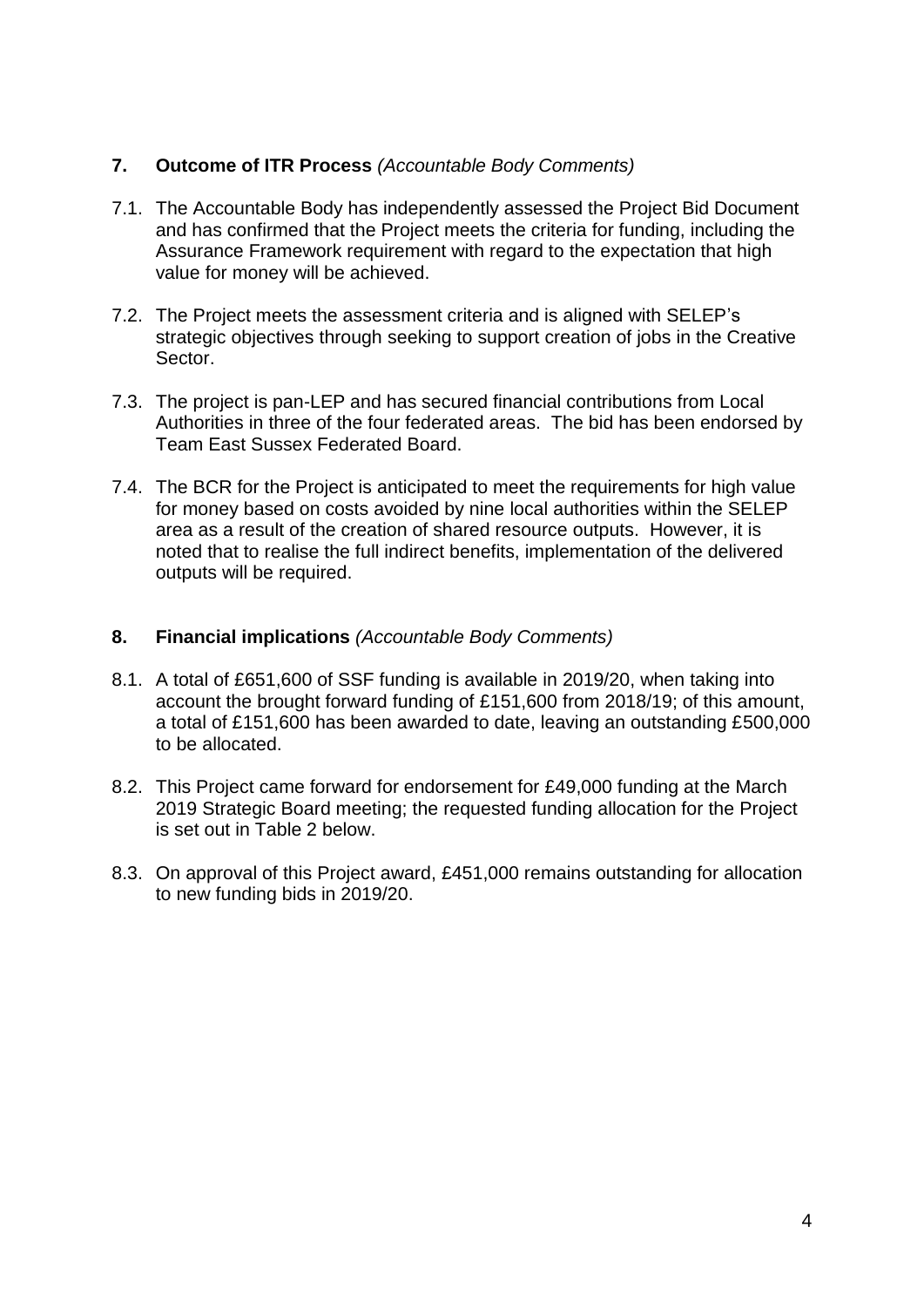## 7. Outcome of ITR Process *(Accountable Body Comments)*

7.1. The Accountable Body has independently assessed the Project Bid Document and has confirmed that the Project meets the criteria for funding, including the Assurance Framework requirement with regard to the expectation that high value for money will be achieved.

7.2. The Project meets the assessment criteria and is aligned with SELEP's strategic objectives through seeking to support creation of jobs in the Creative Sector.

7.3. The project is pan-LEP and has secured financial contributions from Local Authorities in three of the four federated areas. The bid has been endorsed by Team East Sussex Federated Board.

7.4. The BCR for the Project is anticipated to meet the requirements for high value for money based on costs avoided by nine local authorities within the SELEP area as a result of the creation of shared resource outputs. However, it is noted that to realise the full indirect benefits, implementation of the delivered outputs will be required.

## 8. Financial implications *(Accountable Body Comments)*

8.1. A total of £651,600 of SSF funding is available in 2019/20, when taking into account the brought forward funding of £151,600 from 2018/19; of this amount, a total of £151,600 has been awarded to date, leaving an outstanding £500,000 to be allocated.

8.2. This Project came forward for endorsement for £49,000 funding at the March 2019 Strategic Board meeting; the requested funding allocation for the Project is set out in Table 2 below.

8.3. On approval of this Project award, £451,000 remains outstanding for allocation to new funding bids in 2019/20.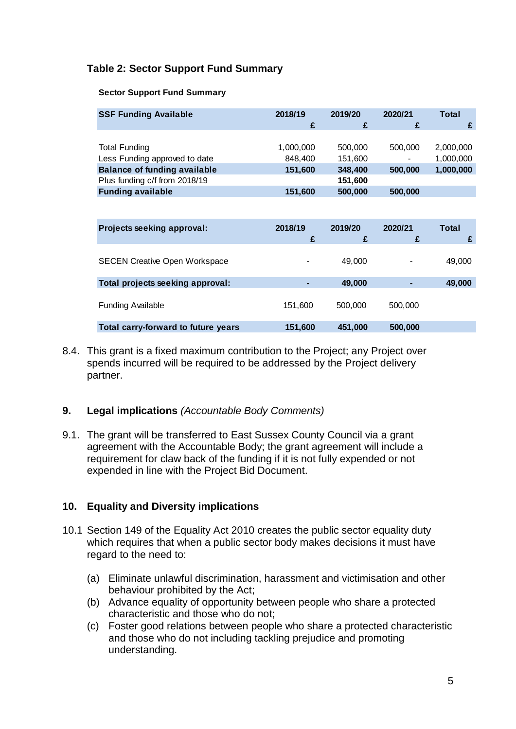### Table 2: Sector Support Fund Summary

**Sector Support Fund Summary**

| **SSF Funding Available** | **2018/19** £ | **2019/20** £ | **2020/21** £ | **Total** £ |
|---|---|---|---|---|
| Total Funding | 1,000,000 | 500,000 | 500,000 | 2,000,000 |
| Less Funding approved to date | 848,400 | 151,600 | - | 1,000,000 |
| **Balance of funding available** | **151,600** | **348,400** | **500,000** | **1,000,000** |
| Plus funding c/f from 2018/19 | | **151,600** | | |
| **Funding available** | **151,600** | **500,000** | **500,000** | |

| **Projects seeking approval:** | **2018/19** £ | **2019/20** £ | **2020/21** £ | **Total** £ |
|---|---|---|---|---|
| SECEN Creative Open Workspace | - | 49,000 | - | 49,000 |
| **Total projects seeking approval:** | **-** | **49,000** | **-** | **49,000** |
| Funding Available | 151,600 | 500,000 | 500,000 | |
| **Total carry-forward to future years** | **151,600** | **451,000** | **500,000** | |

8.4. This grant is a fixed maximum contribution to the Project; any Project over spends incurred will be required to be addressed by the Project delivery partner.

## 9. Legal implications *(Accountable Body Comments)*

9.1. The grant will be transferred to East Sussex County Council via a grant agreement with the Accountable Body; the grant agreement will include a requirement for claw back of the funding if it is not fully expended or not expended in line with the Project Bid Document.

## 10. Equality and Diversity implications

10.1 Section 149 of the Equality Act 2010 creates the public sector equality duty which requires that when a public sector body makes decisions it must have regard to the need to:

(a) Eliminate unlawful discrimination, harassment and victimisation and other behaviour prohibited by the Act;
(b) Advance equality of opportunity between people who share a protected characteristic and those who do not;
(c) Foster good relations between people who share a protected characteristic and those who do not including tackling prejudice and promoting understanding.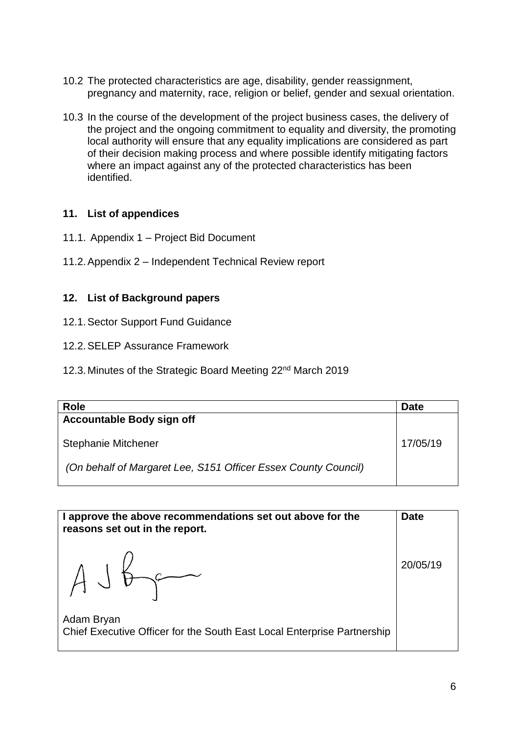10.2 The protected characteristics are age, disability, gender reassignment, pregnancy and maternity, race, religion or belief, gender and sexual orientation.

10.3 In the course of the development of the project business cases, the delivery of the project and the ongoing commitment to equality and diversity, the promoting local authority will ensure that any equality implications are considered as part of their decision making process and where possible identify mitigating factors where an impact against any of the protected characteristics has been identified.

## 11. List of appendices

11.1. Appendix 1 – Project Bid Document

11.2. Appendix 2 – Independent Technical Review report

## 12. List of Background papers

12.1. Sector Support Fund Guidance

12.2. SELEP Assurance Framework

12.3. Minutes of the Strategic Board Meeting 22nd March 2019

| Role | Date |
|---|---|
| **Accountable Body sign off**<br><br>Stephanie Mitchener<br><br>*(On behalf of Margaret Lee, S151 Officer Essex County Council)* | 17/05/19 |

| I approve the above recommendations set out above for the reasons set out in the report. | Date |
|---|---|
| [signature]<br><br>Adam Bryan<br>Chief Executive Officer for the South East Local Enterprise Partnership | 20/05/19 |